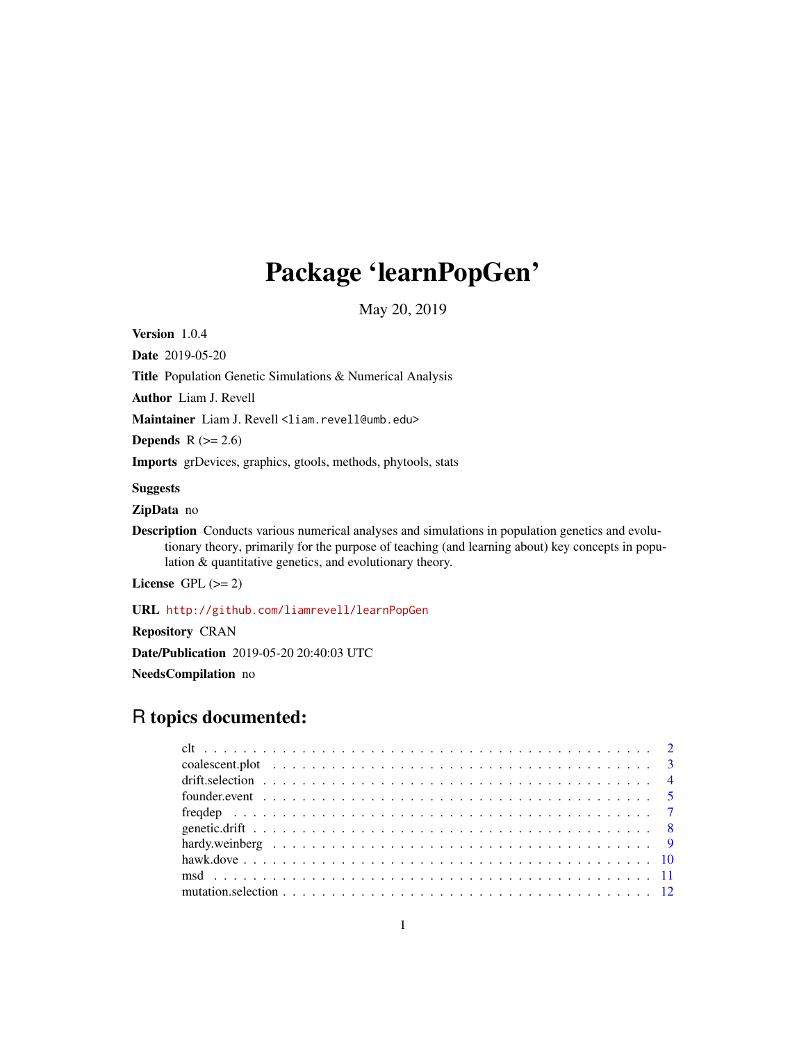# Package 'learnPopGen'

May 20, 2019

**Version** 1.0.4

**Date** 2019-05-20

**Title** Population Genetic Simulations & Numerical Analysis

**Author** Liam J. Revell

**Maintainer** Liam J. Revell <liam.revell@umb.edu>

**Depends** R (>= 2.6)

**Imports** grDevices, graphics, gtools, methods, phytools, stats

**Suggests**

**ZipData** no

**Description** Conducts various numerical analyses and simulations in population genetics and evolutionary theory, primarily for the purpose of teaching (and learning about) key concepts in population & quantitative genetics, and evolutionary theory.

**License** GPL (>= 2)

**URL** http://github.com/liamrevell/learnPopGen

**Repository** CRAN

**Date/Publication** 2019-05-20 20:40:03 UTC

**NeedsCompilation** no

## R topics documented:

- clt . . . . . . . . . . . . . . . . . . . . . . . . . . . . . . . . . . . . . . . . . . . 2
- coalescent.plot . . . . . . . . . . . . . . . . . . . . . . . . . . . . . . . . . . . . . 3
- drift.selection . . . . . . . . . . . . . . . . . . . . . . . . . . . . . . . . . . . . . . 4
- founder.event . . . . . . . . . . . . . . . . . . . . . . . . . . . . . . . . . . . . . . 5
- freqdep . . . . . . . . . . . . . . . . . . . . . . . . . . . . . . . . . . . . . . . . . . 7
- genetic.drift . . . . . . . . . . . . . . . . . . . . . . . . . . . . . . . . . . . . . . . 8
- hardy.weinberg . . . . . . . . . . . . . . . . . . . . . . . . . . . . . . . . . . . . . 9
- hawk.dove . . . . . . . . . . . . . . . . . . . . . . . . . . . . . . . . . . . . . . . . 10
- msd . . . . . . . . . . . . . . . . . . . . . . . . . . . . . . . . . . . . . . . . . . . 11
- mutation.selection . . . . . . . . . . . . . . . . . . . . . . . . . . . . . . . . . . . 12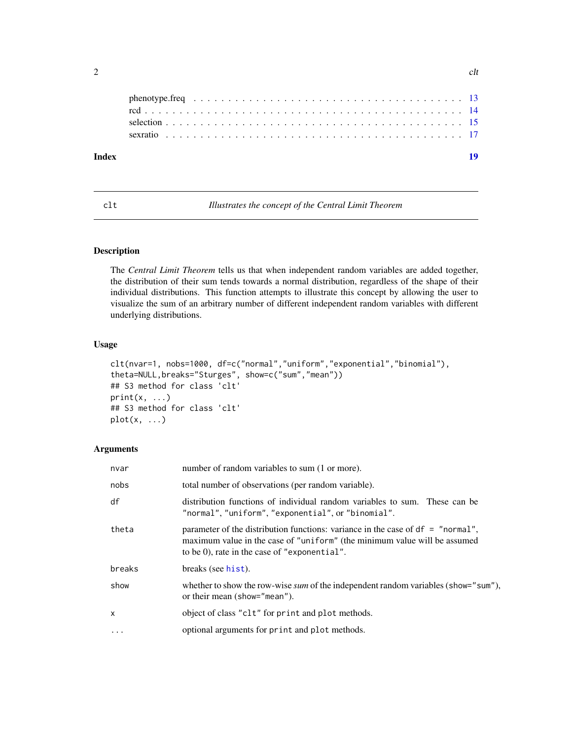phenotype.freq . . . . . . . . . . . . . . . . . . . . . . . . . . . . . . . . . . . . 13
rcd . . . . . . . . . . . . . . . . . . . . . . . . . . . . . . . . . . . . . . . . . . 14
selection . . . . . . . . . . . . . . . . . . . . . . . . . . . . . . . . . . . . . . . 15
sexratio . . . . . . . . . . . . . . . . . . . . . . . . . . . . . . . . . . . . . . . . 17

**Index** **19**

---

`clt` *Illustrates the concept of the Central Limit Theorem*

---

## Description

The *Central Limit Theorem* tells us that when independent random variables are added together, the distribution of their sum tends towards a normal distribution, regardless of the shape of their individual distributions. This function attempts to illustrate this concept by allowing the user to visualize the sum of an arbitrary number of different independent random variables with different underlying distributions.

## Usage

```
clt(nvar=1, nobs=1000, df=c("normal","uniform","exponential","binomial"),
theta=NULL,breaks="Sturges", show=c("sum","mean"))
## S3 method for class 'clt'
print(x, ...)
## S3 method for class 'clt'
plot(x, ...)
```

## Arguments

| | |
|---|---|
| `nvar` | number of random variables to sum (1 or more). |
| `nobs` | total number of observations (per random variable). |
| `df` | distribution functions of individual random variables to sum. These can be `"normal"`, `"uniform"`, `"exponential"`, or `"binomial"`. |
| `theta` | parameter of the distribution functions: variance in the case of `df = "normal"`, maximum value in the case of `"uniform"` (the minimum value will be assumed to be 0), rate in the case of `"exponential"`. |
| `breaks` | breaks (see `hist`). |
| `show` | whether to show the row-wise *sum* of the independent random variables (`show="sum"`), or their mean (`show="mean"`). |
| `x` | object of class `"clt"` for `print` and `plot` methods. |
| `...` | optional arguments for `print` and `plot` methods. |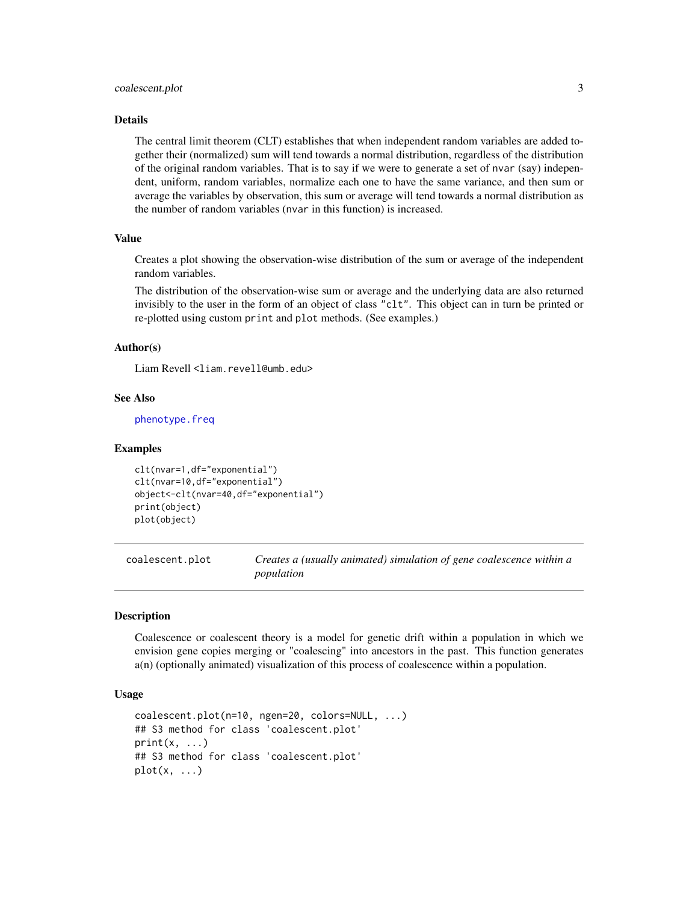### Details

The central limit theorem (CLT) establishes that when independent random variables are added together their (normalized) sum will tend towards a normal distribution, regardless of the distribution of the original random variables. That is to say if we were to generate a set of `nvar` (say) independent, uniform, random variables, normalize each one to have the same variance, and then sum or average the variables by observation, this sum or average will tend towards a normal distribution as the number of random variables (`nvar` in this function) is increased.

### Value

Creates a plot showing the observation-wise distribution of the sum or average of the independent random variables.

The distribution of the observation-wise sum or average and the underlying data are also returned invisibly to the user in the form of an object of class `"clt"`. This object can in turn be printed or re-plotted using custom `print` and `plot` methods. (See examples.)

### Author(s)

Liam Revell <liam.revell@umb.edu>

### See Also

`phenotype.freq`

### Examples

```
clt(nvar=1,df="exponential")
clt(nvar=10,df="exponential")
object<-clt(nvar=40,df="exponential")
print(object)
plot(object)
```

---

## coalescent.plot — *Creates a (usually animated) simulation of gene coalescence within a population*

### Description

Coalescence or coalescent theory is a model for genetic drift within a population in which we envision gene copies merging or "coalescing" into ancestors in the past. This function generates a(n) (optionally animated) visualization of this process of coalescence within a population.

### Usage

```
coalescent.plot(n=10, ngen=20, colors=NULL, ...)
## S3 method for class 'coalescent.plot'
print(x, ...)
## S3 method for class 'coalescent.plot'
plot(x, ...)
```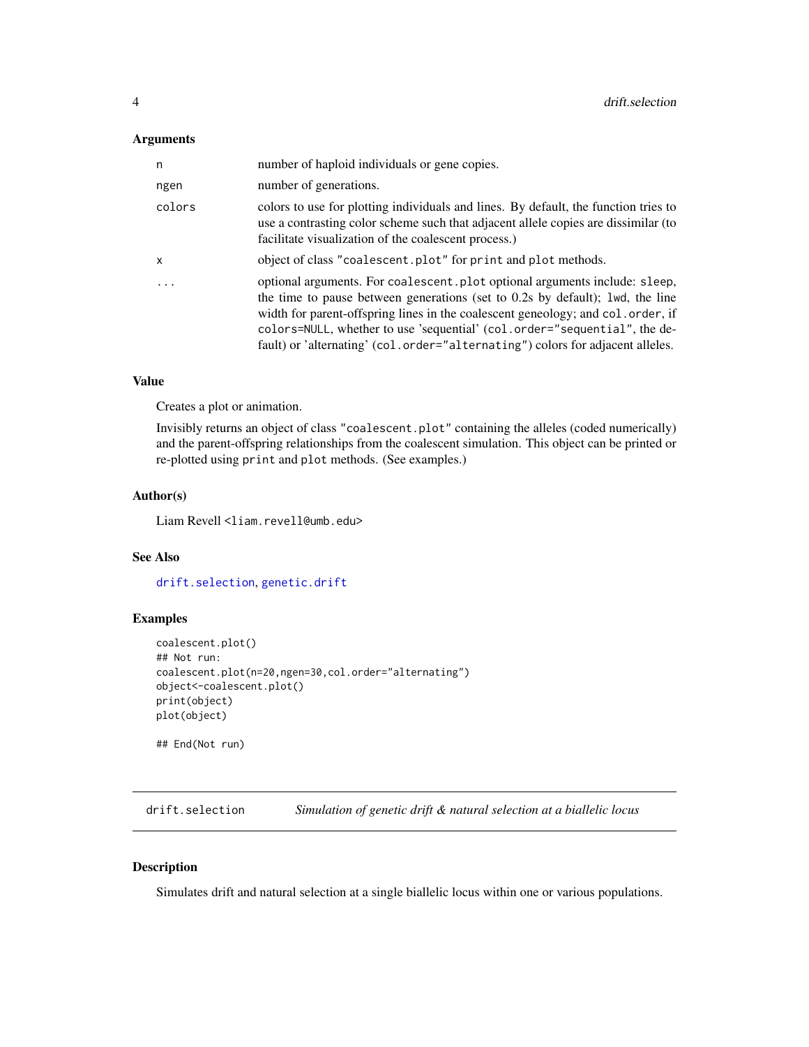### Arguments

| | |
|---|---|
| n | number of haploid individuals or gene copies. |
| ngen | number of generations. |
| colors | colors to use for plotting individuals and lines. By default, the function tries to use a contrasting color scheme such that adjacent allele copies are dissimilar (to facilitate visualization of the coalescent process.) |
| x | object of class "coalescent.plot" for print and plot methods. |
| ... | optional arguments. For coalescent.plot optional arguments include: sleep, the time to pause between generations (set to 0.2s by default); lwd, the line width for parent-offspring lines in the coalescent geneology; and col.order, if colors=NULL, whether to use 'sequential' (col.order="sequential", the default) or 'alternating' (col.order="alternating") colors for adjacent alleles. |

### Value

Creates a plot or animation.

Invisibly returns an object of class "coalescent.plot" containing the alleles (coded numerically) and the parent-offspring relationships from the coalescent simulation. This object can be printed or re-plotted using print and plot methods. (See examples.)

### Author(s)

Liam Revell <liam.revell@umb.edu>

### See Also

drift.selection, genetic.drift

### Examples

```
coalescent.plot()
## Not run:
coalescent.plot(n=20,ngen=30,col.order="alternating")
object<-coalescent.plot()
print(object)
plot(object)

## End(Not run)
```

## drift.selection *Simulation of genetic drift & natural selection at a biallelic locus*

### Description

Simulates drift and natural selection at a single biallelic locus within one or various populations.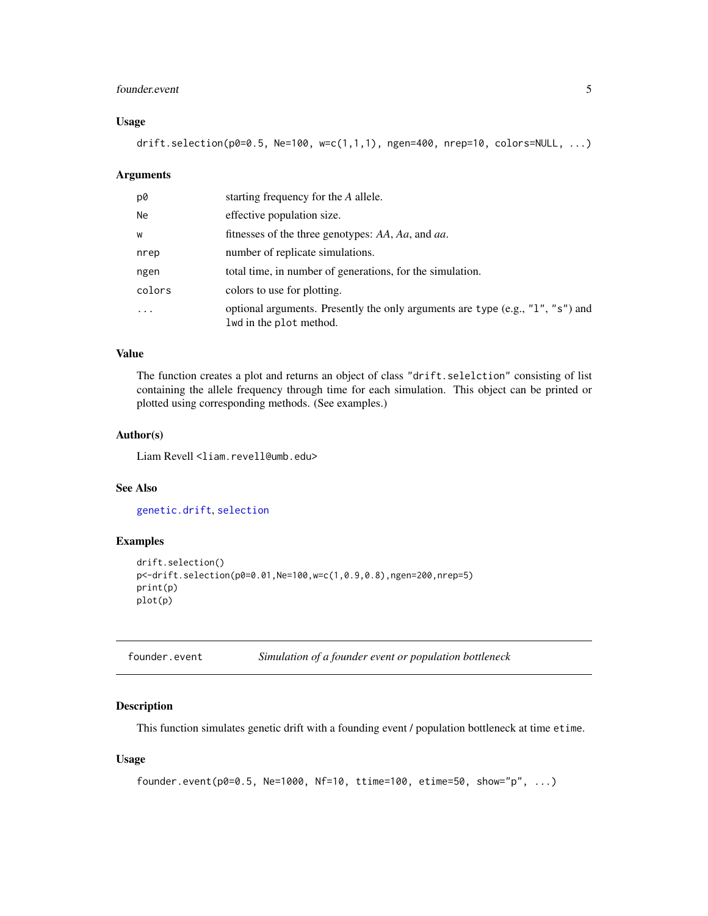## Usage

```
drift.selection(p0=0.5, Ne=100, w=c(1,1,1), ngen=400, nrep=10, colors=NULL, ...)
```

## Arguments

| | |
|---|---|
| p0 | starting frequency for the *A* allele. |
| Ne | effective population size. |
| w | fitnesses of the three genotypes: *AA*, *Aa*, and *aa*. |
| nrep | number of replicate simulations. |
| ngen | total time, in number of generations, for the simulation. |
| colors | colors to use for plotting. |
| ... | optional arguments. Presently the only arguments are `type` (e.g., `"l"`, `"s"`) and `lwd` in the `plot` method. |

## Value

The function creates a plot and returns an object of class `"drift.selelction"` consisting of list containing the allele frequency through time for each simulation. This object can be printed or plotted using corresponding methods. (See examples.)

## Author(s)

Liam Revell <liam.revell@umb.edu>

## See Also

genetic.drift, selection

## Examples

```
drift.selection()
p<-drift.selection(p0=0.01,Ne=100,w=c(1,0.9,0.8),ngen=200,nrep=5)
print(p)
plot(p)
```

---

# founder.event — *Simulation of a founder event or population bottleneck*

## Description

This function simulates genetic drift with a founding event / population bottleneck at time `etime`.

## Usage

```
founder.event(p0=0.5, Ne=1000, Nf=10, ttime=100, etime=50, show="p", ...)
```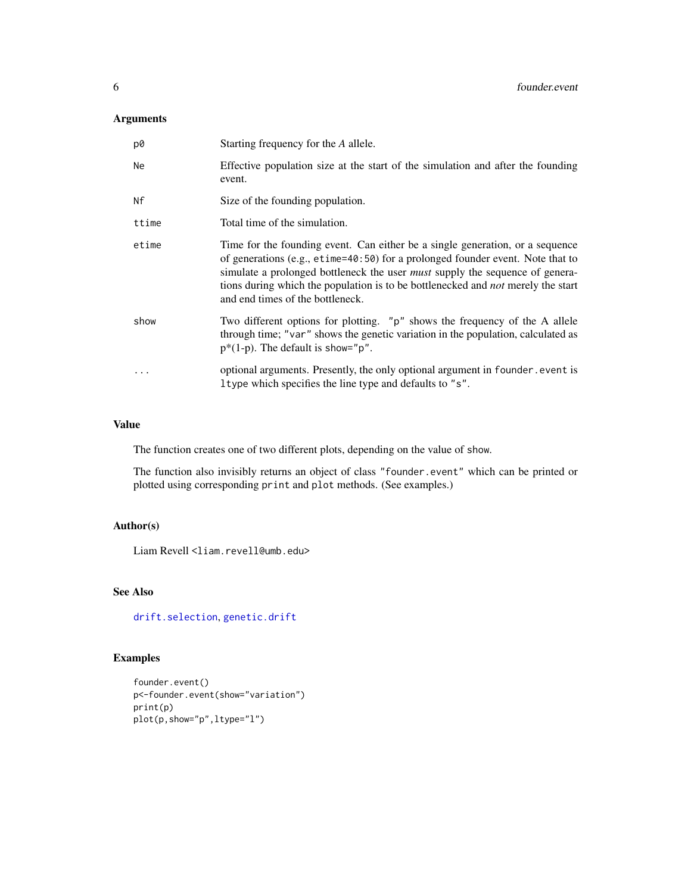## Arguments

| | |
|---|---|
| p0 | Starting frequency for the *A* allele. |
| Ne | Effective population size at the start of the simulation and after the founding event. |
| Nf | Size of the founding population. |
| ttime | Total time of the simulation. |
| etime | Time for the founding event. Can either be a single generation, or a sequence of generations (e.g., `etime=40:50`) for a prolonged founder event. Note that to simulate a prolonged bottleneck the user *must* supply the sequence of generations during which the population is to be bottlenecked and *not* merely the start and end times of the bottleneck. |
| show | Two different options for plotting. `"p"` shows the frequency of the A allele through time; `"var"` shows the genetic variation in the population, calculated as p*(1-p). The default is `show="p"`. |
| ... | optional arguments. Presently, the only optional argument in `founder.event` is `ltype` which specifies the line type and defaults to `"s"`. |

## Value

The function creates one of two different plots, depending on the value of `show`.

The function also invisibly returns an object of class `"founder.event"` which can be printed or plotted using corresponding `print` and `plot` methods. (See examples.)

## Author(s)

Liam Revell <liam.revell@umb.edu>

## See Also

`drift.selection`, `genetic.drift`

## Examples

```
founder.event()
p<-founder.event(show="variation")
print(p)
plot(p,show="p",ltype="l")
```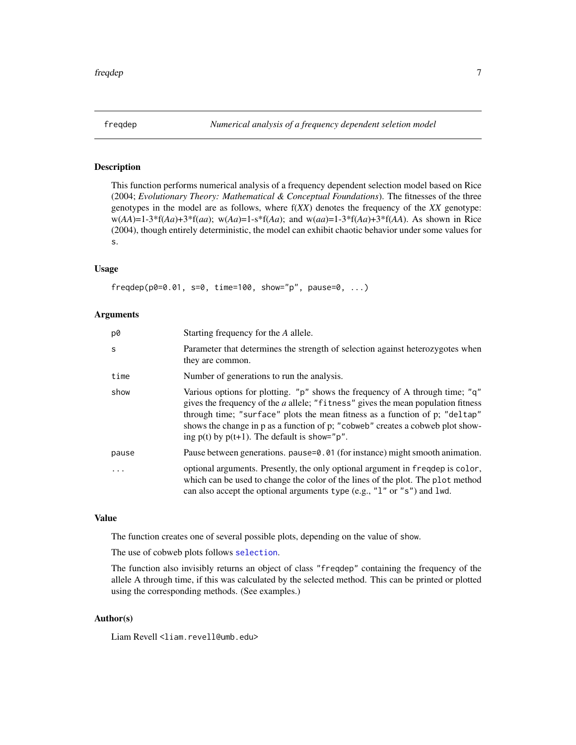freqdep *Numerical analysis of a frequency dependent seletion model*

## Description

This function performs numerical analysis of a frequency dependent selection model based on Rice (2004; *Evolutionary Theory: Mathematical & Conceptual Foundations*). The fitnesses of the three genotypes in the model are as follows, where f(*XX*) denotes the frequency of the *XX* genotype: w(*AA*)=1-3*f(*Aa*)+3*f(*aa*); w(*Aa*)=1-s*f(*Aa*); and w(*aa*)=1-3*f(*Aa*)+3*f(*AA*). As shown in Rice (2004), though entirely deterministic, the model can exhibit chaotic behavior under some values for `s`.

## Usage

```
freqdep(p0=0.01, s=0, time=100, show="p", pause=0, ...)
```

## Arguments

| | |
|---|---|
| `p0` | Starting frequency for the *A* allele. |
| `s` | Parameter that determines the strength of selection against heterozygotes when they are common. |
| `time` | Number of generations to run the analysis. |
| `show` | Various options for plotting. `"p"` shows the frequency of A through time; `"q"` gives the frequency of the *a* allele; `"fitness"` gives the mean population fitness through time; `"surface"` plots the mean fitness as a function of p; `"deltap"` shows the change in p as a function of p; `"cobweb"` creates a cobweb plot showing p(t) by p(t+1). The default is `show="p"`. |
| `pause` | Pause between generations. `pause=0.01` (for instance) might smooth animation. |
| `...` | optional arguments. Presently, the only optional argument in `freqdep` is `color`, which can be used to change the color of the lines of the plot. The `plot` method can also accept the optional arguments `type` (e.g., `"l"` or `"s"`) and `lwd`. |

## Value

The function creates one of several possible plots, depending on the value of `show`.

The use of cobweb plots follows `selection`.

The function also invisibly returns an object of class `"freqdep"` containing the frequency of the allele A through time, if this was calculated by the selected method. This can be printed or plotted using the corresponding methods. (See examples.)

## Author(s)

Liam Revell <liam.revell@umb.edu>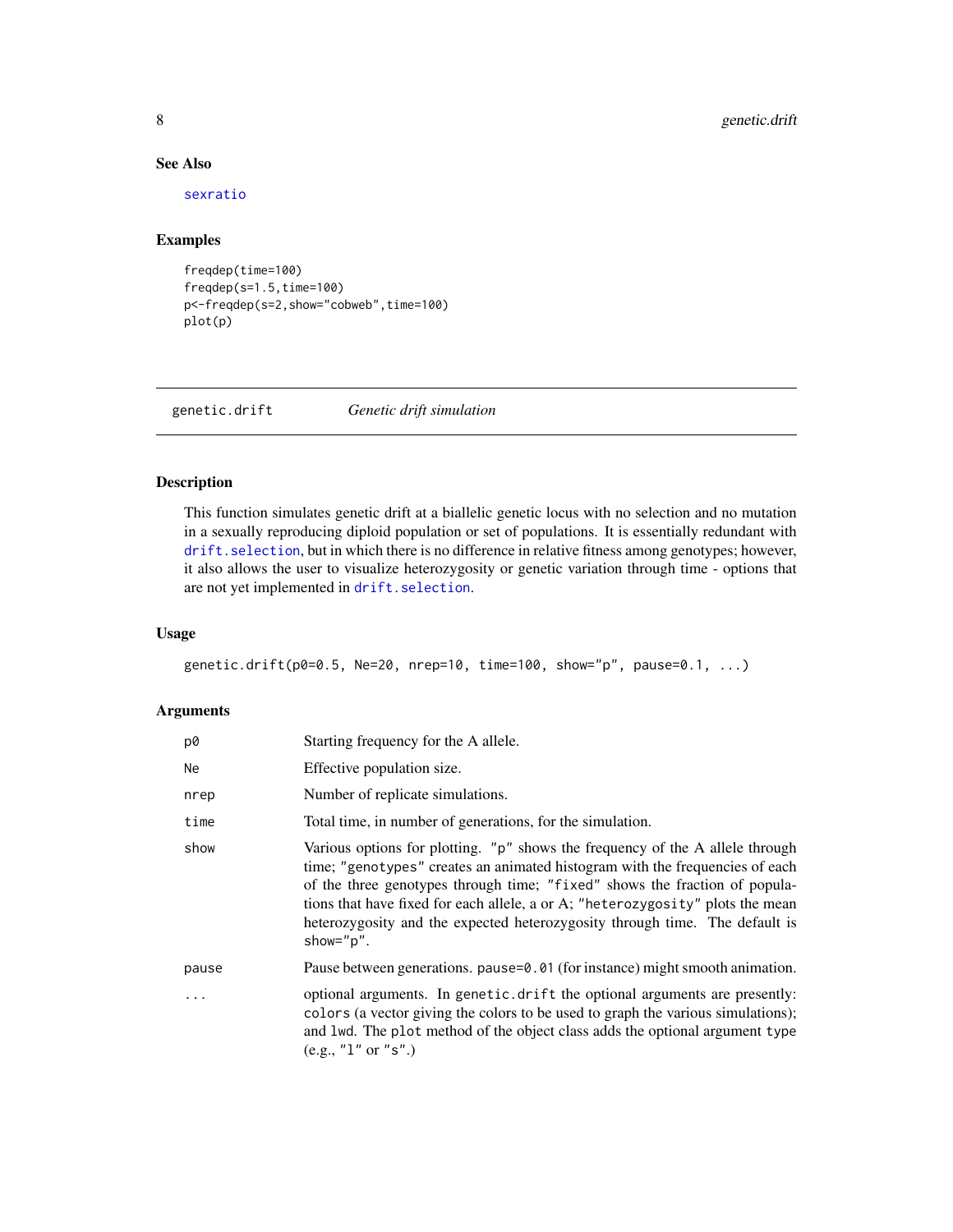### See Also

sexratio

### Examples

```
freqdep(time=100)
freqdep(s=1.5,time=100)
p<-freqdep(s=2,show="cobweb",time=100)
plot(p)
```

---

## genetic.drift *Genetic drift simulation*

---

### Description

This function simulates genetic drift at a biallelic genetic locus with no selection and no mutation in a sexually reproducing diploid population or set of populations. It is essentially redundant with drift.selection, but in which there is no difference in relative fitness among genotypes; however, it also allows the user to visualize heterozygosity or genetic variation through time - options that are not yet implemented in drift.selection.

### Usage

```
genetic.drift(p0=0.5, Ne=20, nrep=10, time=100, show="p", pause=0.1, ...)
```

### Arguments

| | |
|---|---|
| p0 | Starting frequency for the A allele. |
| Ne | Effective population size. |
| nrep | Number of replicate simulations. |
| time | Total time, in number of generations, for the simulation. |
| show | Various options for plotting. "p" shows the frequency of the A allele through time; "genotypes" creates an animated histogram with the frequencies of each of the three genotypes through time; "fixed" shows the fraction of populations that have fixed for each allele, a or A; "heterozygosity" plots the mean heterozygosity and the expected heterozygosity through time. The default is show="p". |
| pause | Pause between generations. pause=0.01 (for instance) might smooth animation. |
| ... | optional arguments. In genetic.drift the optional arguments are presently: colors (a vector giving the colors to be used to graph the various simulations); and lwd. The plot method of the object class adds the optional argument type (e.g., "l" or "s".) |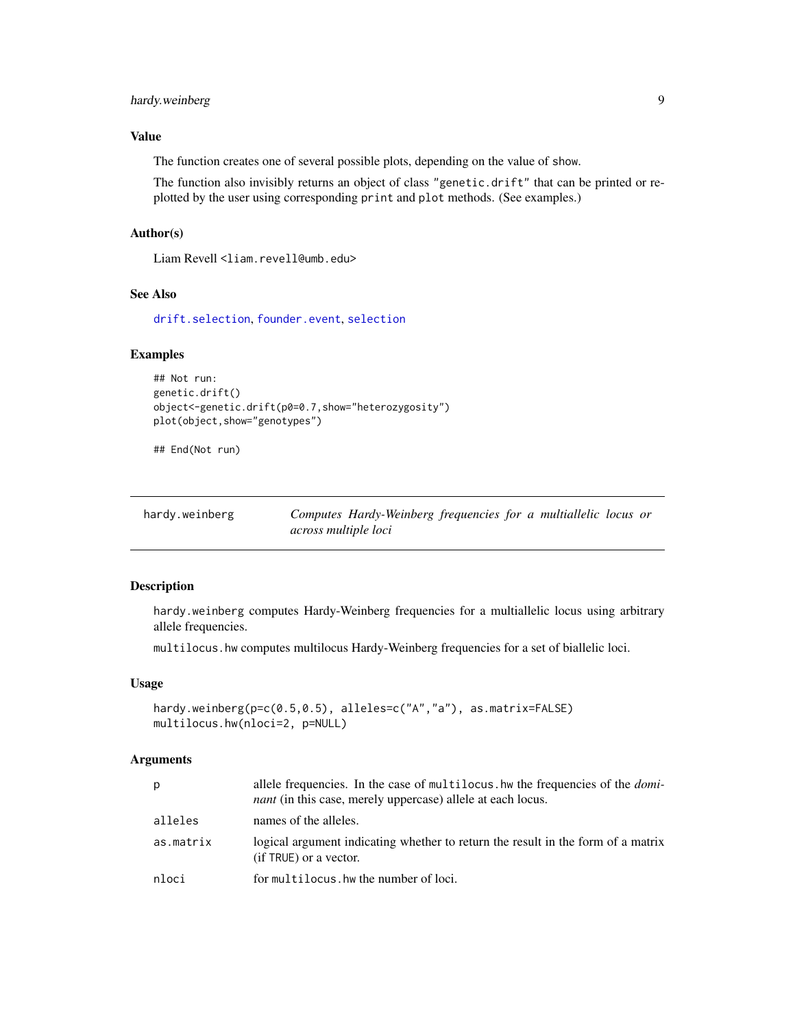### Value

The function creates one of several possible plots, depending on the value of show.

The function also invisibly returns an object of class "genetic.drift" that can be printed or re-plotted by the user using corresponding print and plot methods. (See examples.)

### Author(s)

Liam Revell <liam.revell@umb.edu>

### See Also

drift.selection, founder.event, selection

### Examples

```
## Not run:
genetic.drift()
object<-genetic.drift(p0=0.7,show="heterozygosity")
plot(object,show="genotypes")

## End(Not run)
```

---

## hardy.weinberg — *Computes Hardy-Weinberg frequencies for a multiallelic locus or across multiple loci*

---

### Description

hardy.weinberg computes Hardy-Weinberg frequencies for a multiallelic locus using arbitrary allele frequencies.

multilocus.hw computes multilocus Hardy-Weinberg frequencies for a set of biallelic loci.

### Usage

```
hardy.weinberg(p=c(0.5,0.5), alleles=c("A","a"), as.matrix=FALSE)
multilocus.hw(nloci=2, p=NULL)
```

### Arguments

| | |
|---|---|
| p | allele frequencies. In the case of multilocus.hw the frequencies of the *dominant* (in this case, merely uppercase) allele at each locus. |
| alleles | names of the alleles. |
| as.matrix | logical argument indicating whether to return the result in the form of a matrix (if TRUE) or a vector. |
| nloci | for multilocus.hw the number of loci. |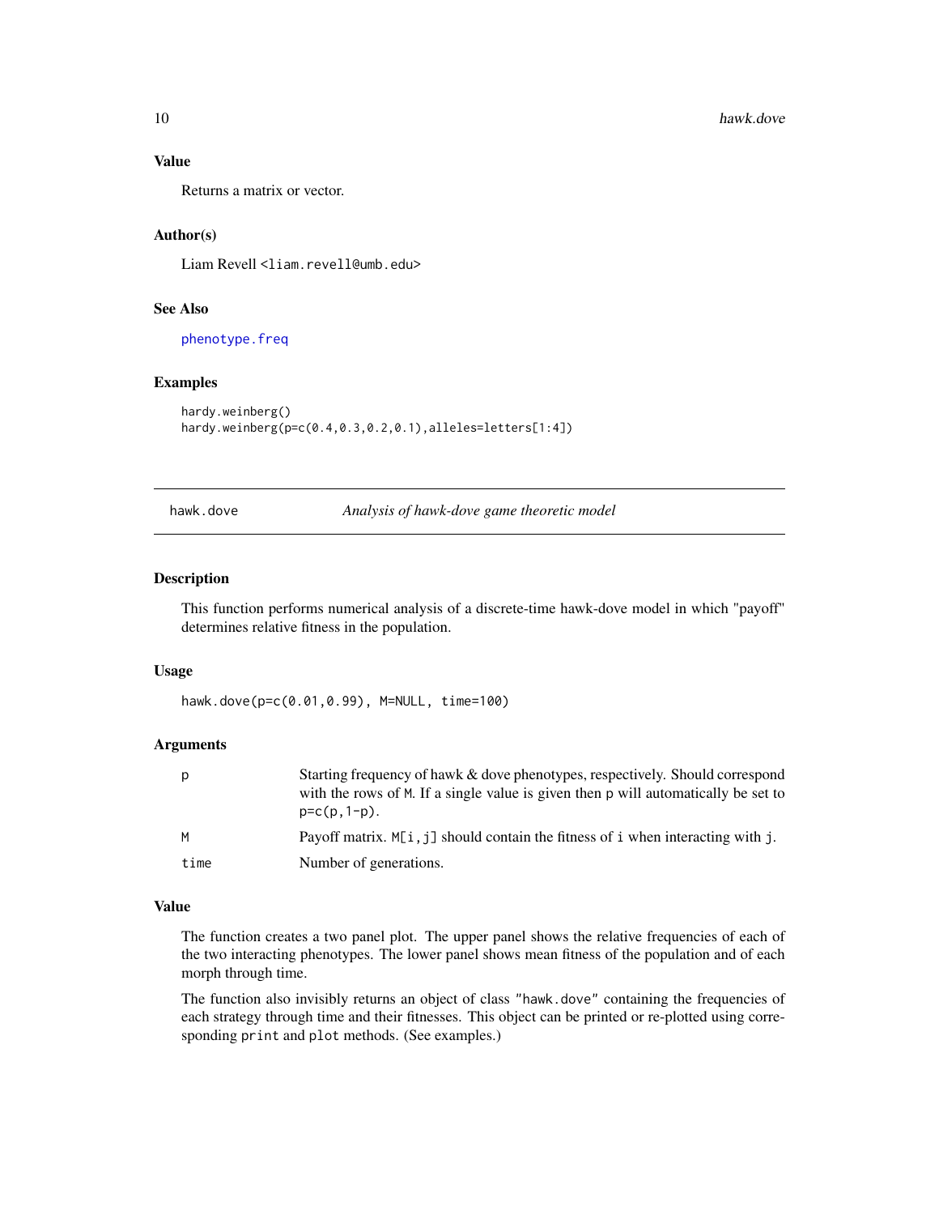### Value

Returns a matrix or vector.

### Author(s)

Liam Revell <liam.revell@umb.edu>

### See Also

phenotype.freq

### Examples

```
hardy.weinberg()
hardy.weinberg(p=c(0.4,0.3,0.2,0.1),alleles=letters[1:4])
```

---

## hawk.dove — *Analysis of hawk-dove game theoretic model*

---

### Description

This function performs numerical analysis of a discrete-time hawk-dove model in which "payoff" determines relative fitness in the population.

### Usage

```
hawk.dove(p=c(0.01,0.99), M=NULL, time=100)
```

### Arguments

| | |
|---|---|
| p | Starting frequency of hawk & dove phenotypes, respectively. Should correspond with the rows of M. If a single value is given then p will automatically be set to p=c(p,1-p). |
| M | Payoff matrix. M[i,j] should contain the fitness of i when interacting with j. |
| time | Number of generations. |

### Value

The function creates a two panel plot. The upper panel shows the relative frequencies of each of the two interacting phenotypes. The lower panel shows mean fitness of the population and of each morph through time.

The function also invisibly returns an object of class "hawk.dove" containing the frequencies of each strategy through time and their fitnesses. This object can be printed or re-plotted using corresponding print and plot methods. (See examples.)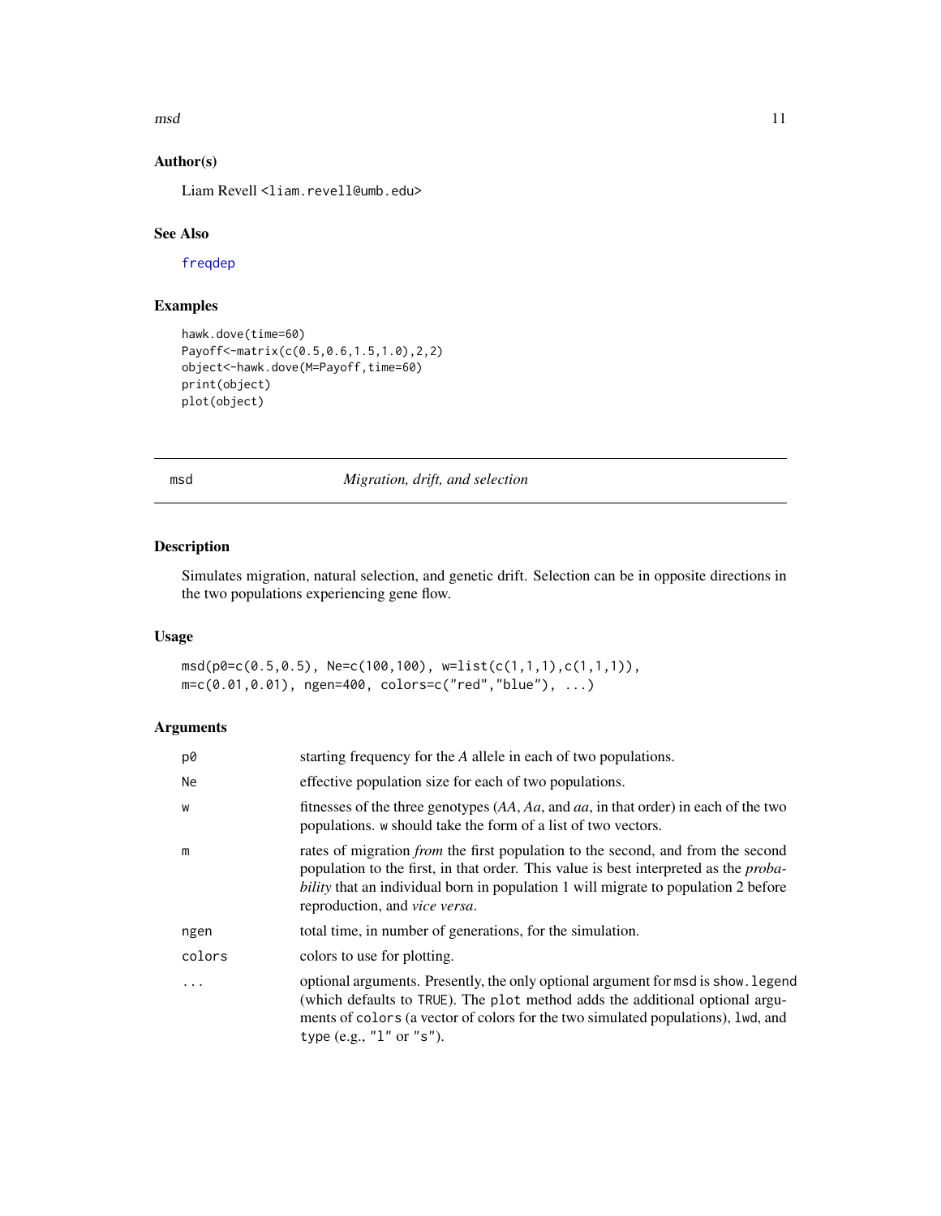## Author(s)

Liam Revell <liam.revell@umb.edu>

## See Also

freqdep

## Examples

```
hawk.dove(time=60)
Payoff<-matrix(c(0.5,0.6,1.5,1.0),2,2)
object<-hawk.dove(M=Payoff,time=60)
print(object)
plot(object)
```

---

# msd — *Migration, drift, and selection*

## Description

Simulates migration, natural selection, and genetic drift. Selection can be in opposite directions in the two populations experiencing gene flow.

## Usage

```
msd(p0=c(0.5,0.5), Ne=c(100,100), w=list(c(1,1,1),c(1,1,1)),
m=c(0.01,0.01), ngen=400, colors=c("red","blue"), ...)
```

## Arguments

| | |
|---|---|
| p0 | starting frequency for the *A* allele in each of two populations. |
| Ne | effective population size for each of two populations. |
| w | fitnesses of the three genotypes (*AA*, *Aa*, and *aa*, in that order) in each of the two populations. w should take the form of a list of two vectors. |
| m | rates of migration *from* the first population to the second, and from the second population to the first, in that order. This value is best interpreted as the *probability* that an individual born in population 1 will migrate to population 2 before reproduction, and *vice versa*. |
| ngen | total time, in number of generations, for the simulation. |
| colors | colors to use for plotting. |
| ... | optional arguments. Presently, the only optional argument for msd is show.legend (which defaults to TRUE). The plot method adds the additional optional arguments of colors (a vector of colors for the two simulated populations), lwd, and type (e.g., "l" or "s"). |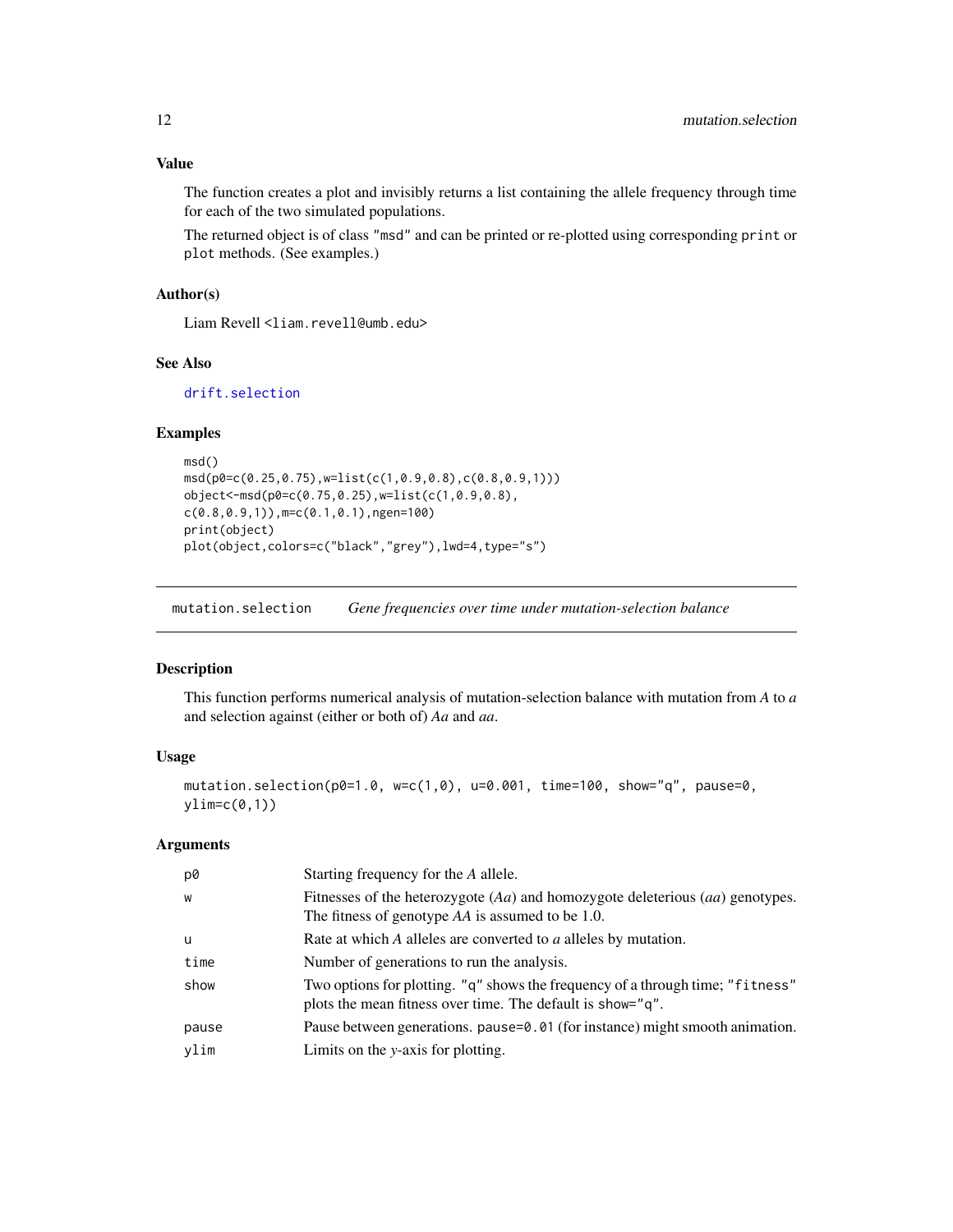## Value

The function creates a plot and invisibly returns a list containing the allele frequency through time for each of the two simulated populations.

The returned object is of class "msd" and can be printed or re-plotted using corresponding `print` or `plot` methods. (See examples.)

## Author(s)

Liam Revell <liam.revell@umb.edu>

## See Also

`drift.selection`

## Examples

```
msd()
msd(p0=c(0.25,0.75),w=list(c(1,0.9,0.8),c(0.8,0.9,1)))
object<-msd(p0=c(0.75,0.25),w=list(c(1,0.9,0.8),
c(0.8,0.9,1)),m=c(0.1,0.1),ngen=100)
print(object)
plot(object,colors=c("black","grey"),lwd=4,type="s")
```

---

# mutation.selection — *Gene frequencies over time under mutation-selection balance*

## Description

This function performs numerical analysis of mutation-selection balance with mutation from *A* to *a* and selection against (either or both of) *Aa* and *aa*.

## Usage

```
mutation.selection(p0=1.0, w=c(1,0), u=0.001, time=100, show="q", pause=0,
ylim=c(0,1))
```

## Arguments

| | |
|---|---|
| p0 | Starting frequency for the *A* allele. |
| w | Fitnesses of the heterozygote (*Aa*) and homozygote deleterious (*aa*) genotypes. The fitness of genotype *AA* is assumed to be 1.0. |
| u | Rate at which *A* alleles are converted to *a* alleles by mutation. |
| time | Number of generations to run the analysis. |
| show | Two options for plotting. "q" shows the frequency of a through time; "fitness" plots the mean fitness over time. The default is show="q". |
| pause | Pause between generations. pause=0.01 (for instance) might smooth animation. |
| ylim | Limits on the *y*-axis for plotting. |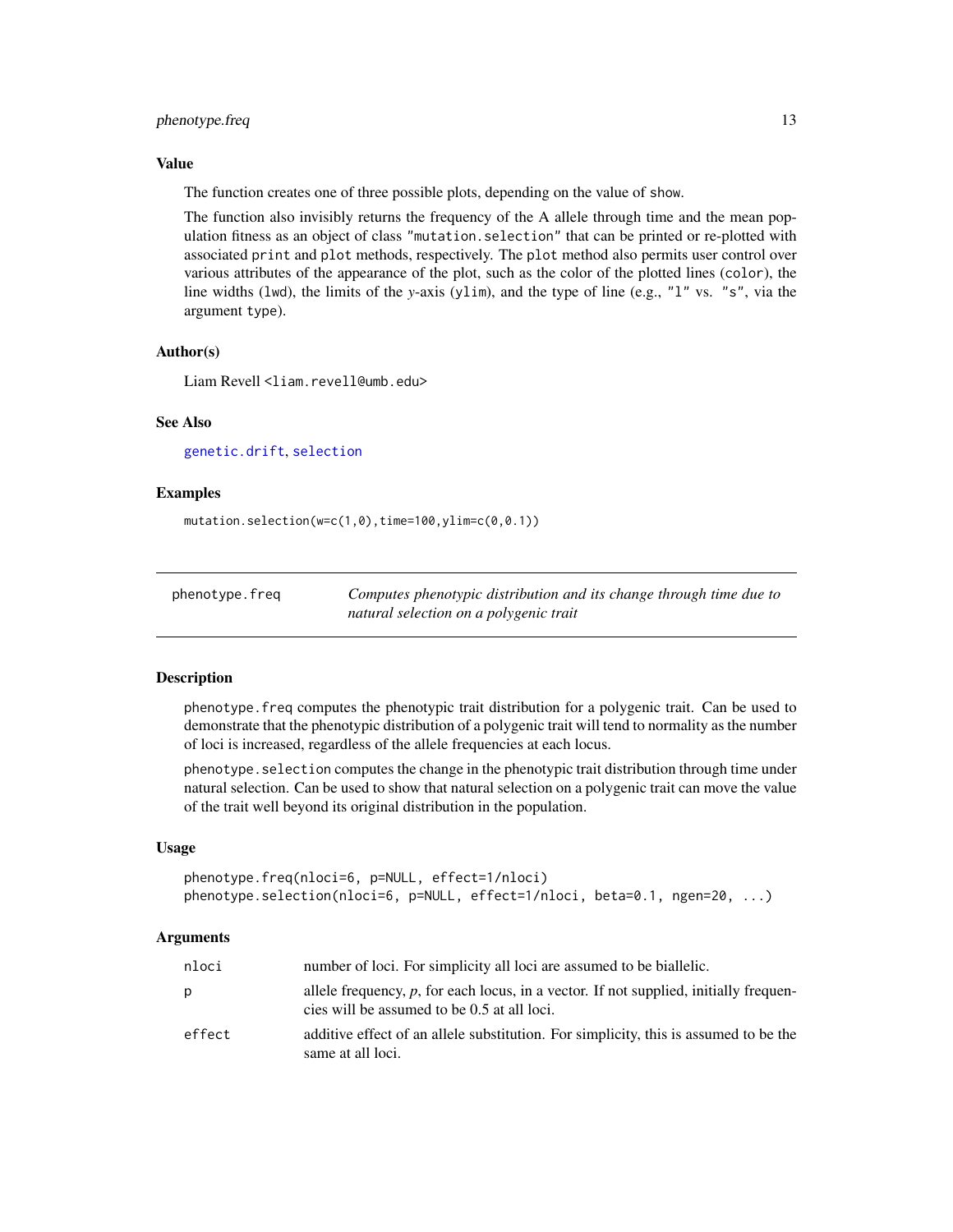### Value

The function creates one of three possible plots, depending on the value of `show`.

The function also invisibly returns the frequency of the A allele through time and the mean population fitness as an object of class `"mutation.selection"` that can be printed or re-plotted with associated `print` and `plot` methods, respectively. The `plot` method also permits user control over various attributes of the appearance of the plot, such as the color of the plotted lines (`color`), the line widths (`lwd`), the limits of the *y*-axis (`ylim`), and the type of line (e.g., `"l"` vs. `"s"`, via the argument `type`).

### Author(s)

Liam Revell <liam.revell@umb.edu>

### See Also

genetic.drift, selection

### Examples

```
mutation.selection(w=c(1,0),time=100,ylim=c(0,0.1))
```

---

## phenotype.freq — *Computes phenotypic distribution and its change through time due to natural selection on a polygenic trait*

---

### Description

`phenotype.freq` computes the phenotypic trait distribution for a polygenic trait. Can be used to demonstrate that the phenotypic distribution of a polygenic trait will tend to normality as the number of loci is increased, regardless of the allele frequencies at each locus.

`phenotype.selection` computes the change in the phenotypic trait distribution through time under natural selection. Can be used to show that natural selection on a polygenic trait can move the value of the trait well beyond its original distribution in the population.

### Usage

```
phenotype.freq(nloci=6, p=NULL, effect=1/nloci)
phenotype.selection(nloci=6, p=NULL, effect=1/nloci, beta=0.1, ngen=20, ...)
```

### Arguments

| | |
|---|---|
| `nloci` | number of loci. For simplicity all loci are assumed to be biallelic. |
| `p` | allele frequency, *p*, for each locus, in a vector. If not supplied, initially frequencies will be assumed to be 0.5 at all loci. |
| `effect` | additive effect of an allele substitution. For simplicity, this is assumed to be the same at all loci. |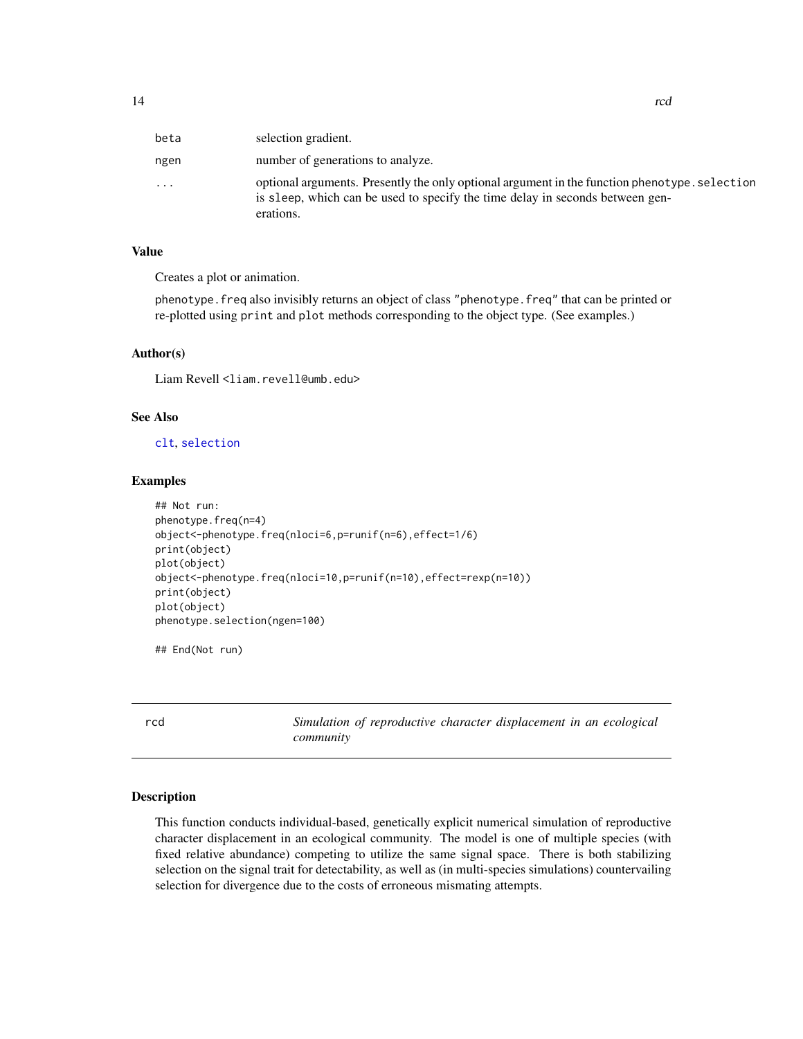| | |
|---|---|
| `beta` | selection gradient. |
| `ngen` | number of generations to analyze. |
| `...` | optional arguments. Presently the only optional argument in the function `phenotype.selection` is `sleep`, which can be used to specify the time delay in seconds between generations. |

### Value

Creates a plot or animation.

`phenotype.freq` also invisibly returns an object of class `"phenotype.freq"` that can be printed or re-plotted using `print` and `plot` methods corresponding to the object type. (See examples.)

### Author(s)

Liam Revell <liam.revell@umb.edu>

### See Also

`clt`, `selection`

### Examples

```
## Not run:
phenotype.freq(n=4)
object<-phenotype.freq(nloci=6,p=runif(n=6),effect=1/6)
print(object)
plot(object)
object<-phenotype.freq(nloci=10,p=runif(n=10),effect=rexp(n=10))
print(object)
plot(object)
phenotype.selection(ngen=100)

## End(Not run)
```

---

## rcd — *Simulation of reproductive character displacement in an ecological community*

### Description

This function conducts individual-based, genetically explicit numerical simulation of reproductive character displacement in an ecological community. The model is one of multiple species (with fixed relative abundance) competing to utilize the same signal space. There is both stabilizing selection on the signal trait for detectability, as well as (in multi-species simulations) countervailing selection for divergence due to the costs of erroneous mismating attempts.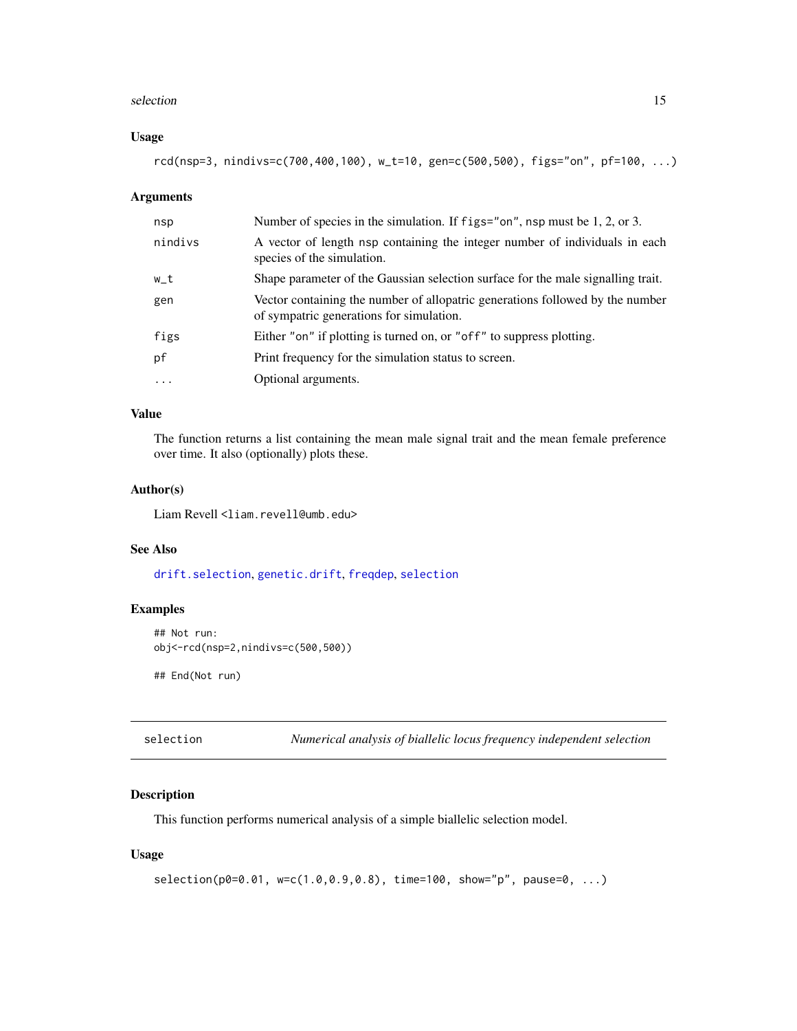## Usage

```
rcd(nsp=3, nindivs=c(700,400,100), w_t=10, gen=c(500,500), figs="on", pf=100, ...)
```

## Arguments

| | |
|---|---|
| nsp | Number of species in the simulation. If figs="on", nsp must be 1, 2, or 3. |
| nindivs | A vector of length nsp containing the integer number of individuals in each species of the simulation. |
| w_t | Shape parameter of the Gaussian selection surface for the male signalling trait. |
| gen | Vector containing the number of allopatric generations followed by the number of sympatric generations for simulation. |
| figs | Either "on" if plotting is turned on, or "off" to suppress plotting. |
| pf | Print frequency for the simulation status to screen. |
| ... | Optional arguments. |

## Value

The function returns a list containing the mean male signal trait and the mean female preference over time. It also (optionally) plots these.

## Author(s)

Liam Revell <liam.revell@umb.edu>

## See Also

drift.selection, genetic.drift, freqdep, selection

## Examples

```
## Not run:
obj<-rcd(nsp=2,nindivs=c(500,500))

## End(Not run)
```

---

# selection — *Numerical analysis of biallelic locus frequency independent selection*

## Description

This function performs numerical analysis of a simple biallelic selection model.

## Usage

```
selection(p0=0.01, w=c(1.0,0.9,0.8), time=100, show="p", pause=0, ...)
```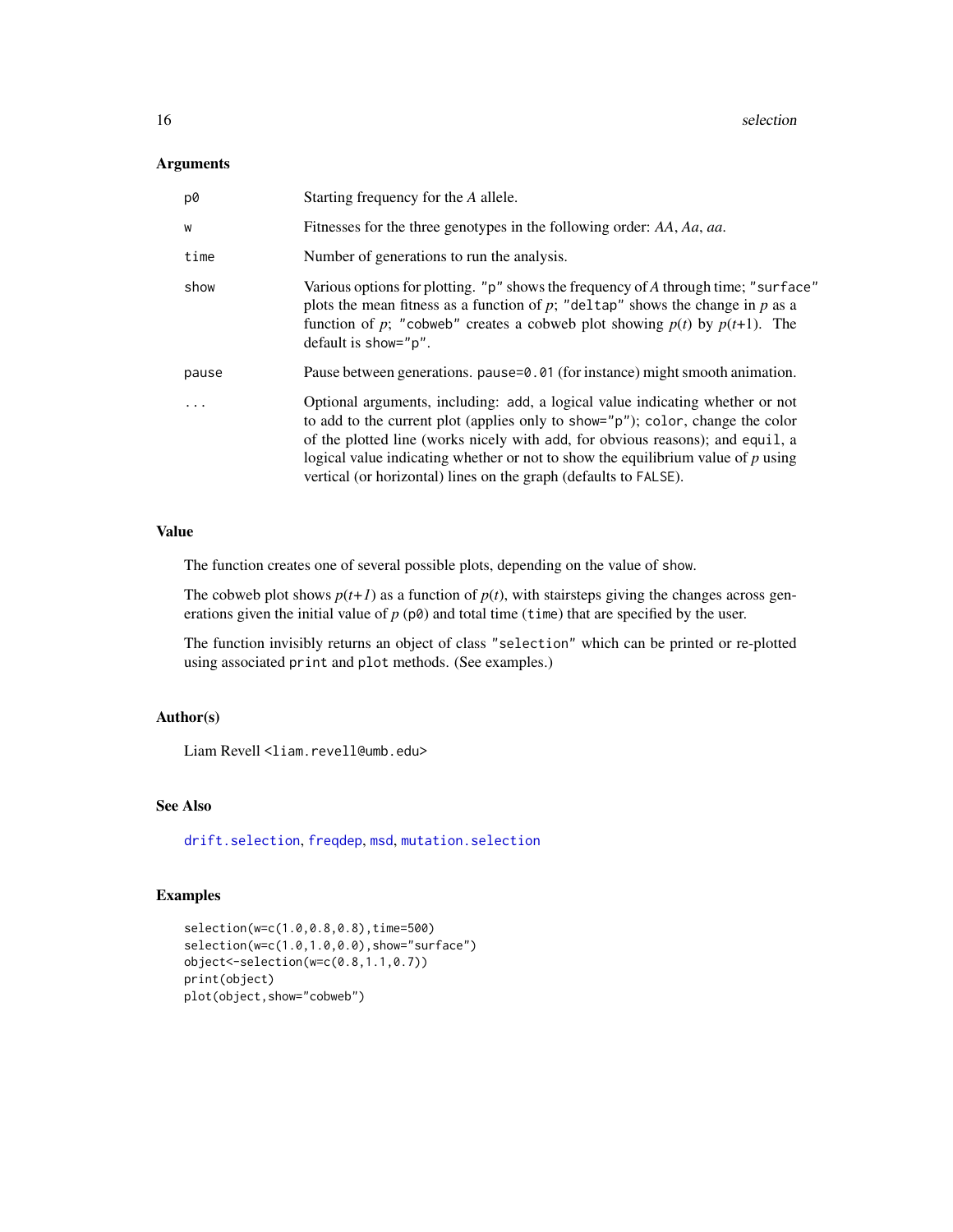## Arguments

| | |
|---|---|
| `p0` | Starting frequency for the *A* allele. |
| `w` | Fitnesses for the three genotypes in the following order: *AA*, *Aa*, *aa*. |
| `time` | Number of generations to run the analysis. |
| `show` | Various options for plotting. `"p"` shows the frequency of *A* through time; `"surface"` plots the mean fitness as a function of *p*; `"deltap"` shows the change in *p* as a function of *p*; `"cobweb"` creates a cobweb plot showing $p(t)$ by $p(t+1)$. The default is `show="p"`. |
| `pause` | Pause between generations. `pause=0.01` (for instance) might smooth animation. |
| `...` | Optional arguments, including: `add`, a logical value indicating whether or not to add to the current plot (applies only to `show="p"`); `color`, change the color of the plotted line (works nicely with `add`, for obvious reasons); and `equil`, a logical value indicating whether or not to show the equilibrium value of *p* using vertical (or horizontal) lines on the graph (defaults to `FALSE`). |

## Value

The function creates one of several possible plots, depending on the value of `show`.

The cobweb plot shows $p(t+1)$ as a function of $p(t)$, with stairsteps giving the changes across generations given the initial value of *p* (`p0`) and total time (`time`) that are specified by the user.

The function invisibly returns an object of class `"selection"` which can be printed or re-plotted using associated `print` and `plot` methods. (See examples.)

## Author(s)

Liam Revell <liam.revell@umb.edu>

## See Also

`drift.selection`, `freqdep`, `msd`, `mutation.selection`

## Examples

```
selection(w=c(1.0,0.8,0.8),time=500)
selection(w=c(1.0,1.0,0.0),show="surface")
object<-selection(w=c(0.8,1.1,0.7))
print(object)
plot(object,show="cobweb")
```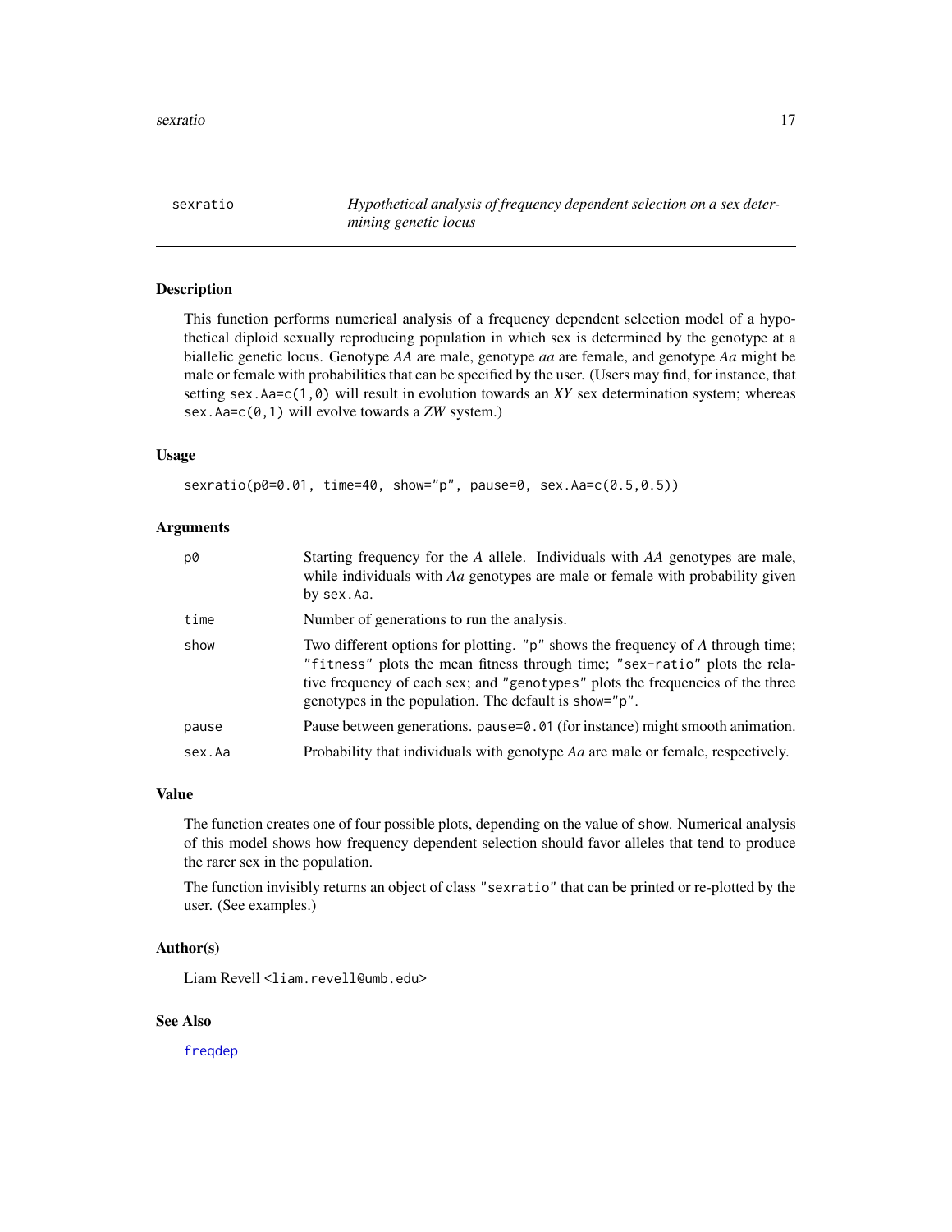# sexratio — *Hypothetical analysis of frequency dependent selection on a sex determining genetic locus*

## Description

This function performs numerical analysis of a frequency dependent selection model of a hypothetical diploid sexually reproducing population in which sex is determined by the genotype at a biallelic genetic locus. Genotype *AA* are male, genotype *aa* are female, and genotype *Aa* might be male or female with probabilities that can be specified by the user. (Users may find, for instance, that setting `sex.Aa=c(1,0)` will result in evolution towards an *XY* sex determination system; whereas `sex.Aa=c(0,1)` will evolve towards a *ZW* system.)

## Usage

```
sexratio(p0=0.01, time=40, show="p", pause=0, sex.Aa=c(0.5,0.5))
```

## Arguments

| | |
|---|---|
| `p0` | Starting frequency for the *A* allele. Individuals with *AA* genotypes are male, while individuals with *Aa* genotypes are male or female with probability given by `sex.Aa`. |
| `time` | Number of generations to run the analysis. |
| `show` | Two different options for plotting. `"p"` shows the frequency of *A* through time; `"fitness"` plots the mean fitness through time; `"sex-ratio"` plots the relative frequency of each sex; and `"genotypes"` plots the frequencies of the three genotypes in the population. The default is `show="p"`. |
| `pause` | Pause between generations. `pause=0.01` (for instance) might smooth animation. |
| `sex.Aa` | Probability that individuals with genotype *Aa* are male or female, respectively. |

## Value

The function creates one of four possible plots, depending on the value of `show`. Numerical analysis of this model shows how frequency dependent selection should favor alleles that tend to produce the rarer sex in the population.

The function invisibly returns an object of class `"sexratio"` that can be printed or re-plotted by the user. (See examples.)

## Author(s)

Liam Revell <liam.revell@umb.edu>

## See Also

freqdep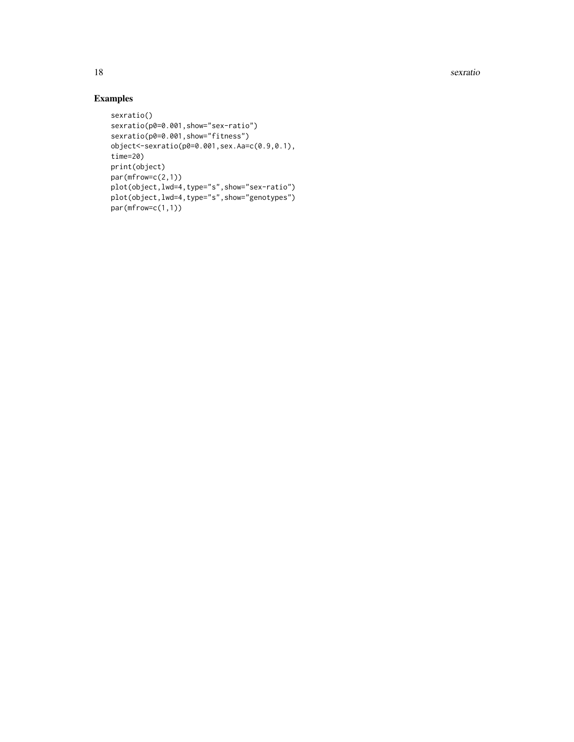## Examples

```
sexratio()
sexratio(p0=0.001,show="sex-ratio")
sexratio(p0=0.001,show="fitness")
object<-sexratio(p0=0.001,sex.Aa=c(0.9,0.1),
time=20)
print(object)
par(mfrow=c(2,1))
plot(object,lwd=4,type="s",show="sex-ratio")
plot(object,lwd=4,type="s",show="genotypes")
par(mfrow=c(1,1))
```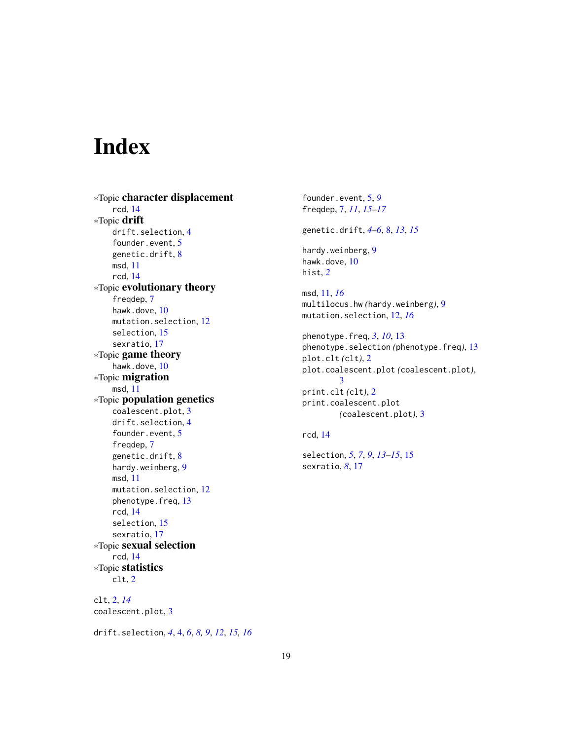# Index

∗Topic **character displacement**
    rcd, 14
∗Topic **drift**
    drift.selection, 4
    founder.event, 5
    genetic.drift, 8
    msd, 11
    rcd, 14
∗Topic **evolutionary theory**
    freqdep, 7
    hawk.dove, 10
    mutation.selection, 12
    selection, 15
    sexratio, 17
∗Topic **game theory**
    hawk.dove, 10
∗Topic **migration**
    msd, 11
∗Topic **population genetics**
    coalescent.plot, 3
    drift.selection, 4
    founder.event, 5
    freqdep, 7
    genetic.drift, 8
    hardy.weinberg, 9
    msd, 11
    mutation.selection, 12
    phenotype.freq, 13
    rcd, 14
    selection, 15
    sexratio, 17
∗Topic **sexual selection**
    rcd, 14
∗Topic **statistics**
    clt, 2

clt, 2, *14*
coalescent.plot, 3

drift.selection, *4*, 4, *6*, *8*, *9*, *12*, *15*, *16*

founder.event, 5, *9*
freqdep, 7, *11*, *15–17*

genetic.drift, *4–6*, 8, *13*, *15*

hardy.weinberg, 9
hawk.dove, 10
hist, *2*

msd, 11, *16*
multilocus.hw *(*hardy.weinberg*)*, 9
mutation.selection, 12, *16*

phenotype.freq, *3*, *10*, 13
phenotype.selection *(*phenotype.freq*)*, 13
plot.clt *(*clt*)*, 2
plot.coalescent.plot *(*coalescent.plot*)*, 3
print.clt *(*clt*)*, 2
print.coalescent.plot *(*coalescent.plot*)*, 3

rcd, 14

selection, *5*, *7*, *9*, *13–15*, 15
sexratio, *8*, 17